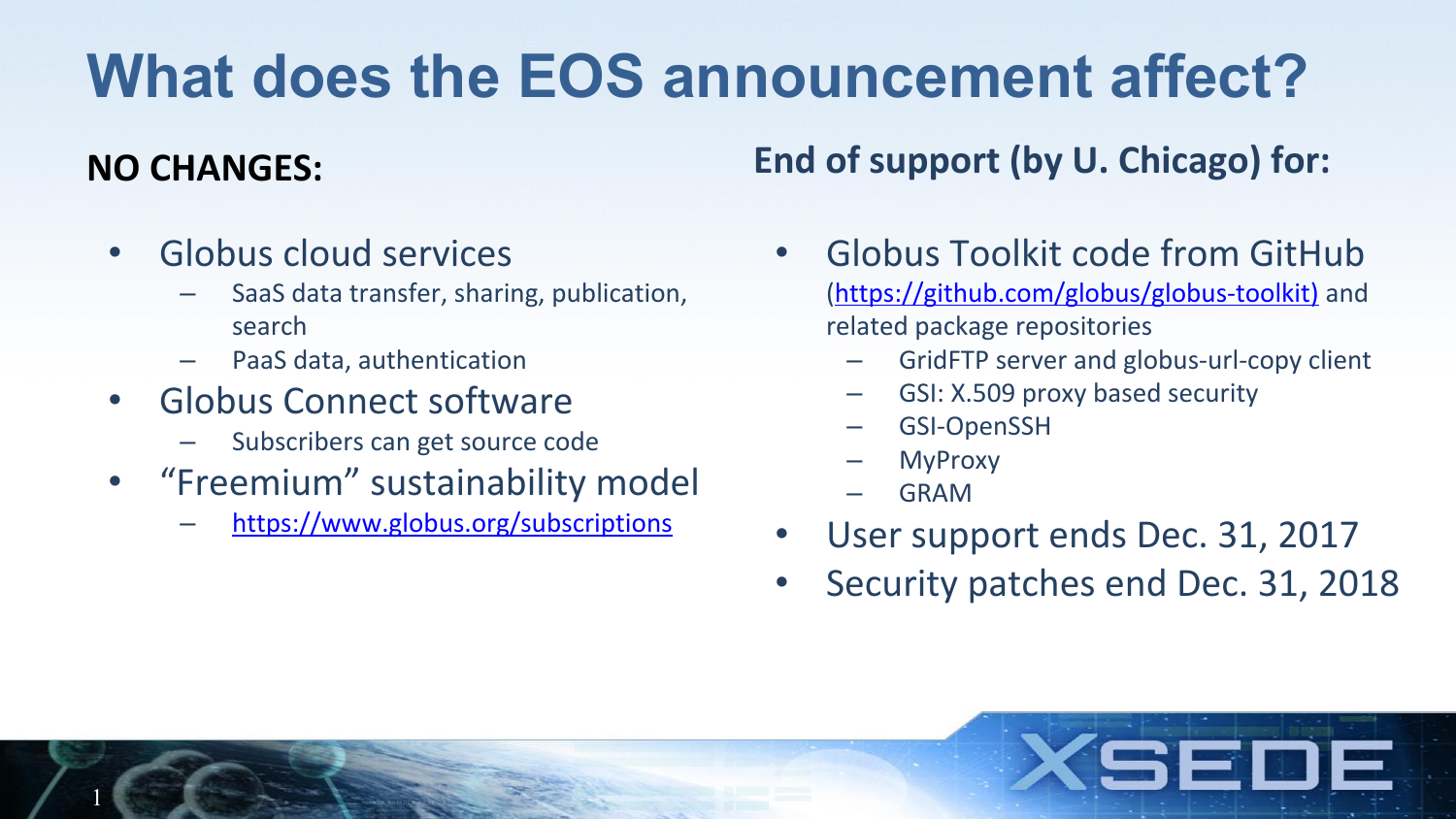# What does the EOS announcement affect?

**NO CHANGES:**

- Globus cloud services
  - SaaS data transfer, sharing, publication, search
  - PaaS data, authentication
- Globus Connect software
  - Subscribers can get source code
- “Freemium” sustainability model
  - https://www.globus.org/subscriptions

**End of support (by U. Chicago) for:**

- Globus Toolkit code from GitHub (https://github.com/globus/globus-toolkit) and related package repositories
  - GridFTP server and globus-url-copy client
  - GSI: X.509 proxy based security
  - GSI-OpenSSH
  - MyProxy
  - GRAM
- User support ends Dec. 31, 2017
- Security patches end Dec. 31, 2018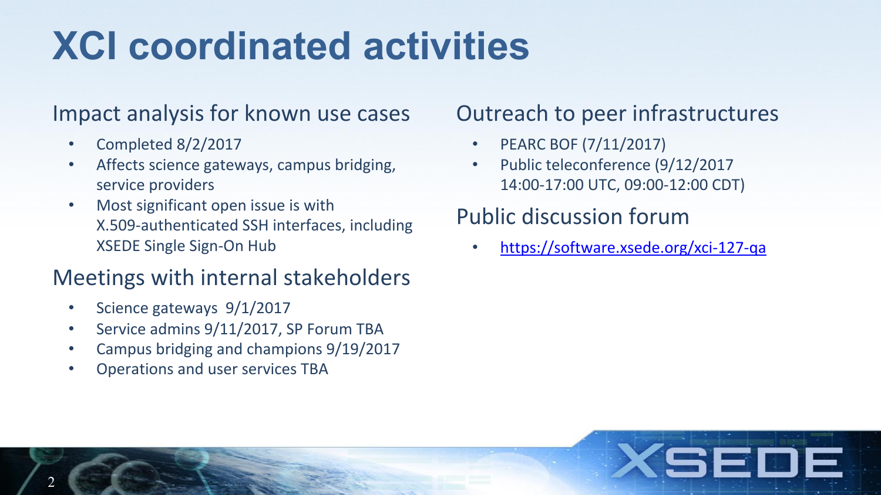# XCI coordinated activities

## Impact analysis for known use cases

- Completed 8/2/2017
- Affects science gateways, campus bridging, service providers
- Most significant open issue is with X.509-authenticated SSH interfaces, including XSEDE Single Sign-On Hub

## Meetings with internal stakeholders

- Science gateways 9/1/2017
- Service admins 9/11/2017, SP Forum TBA
- Campus bridging and champions 9/19/2017
- Operations and user services TBA

## Outreach to peer infrastructures

- PEARC BOF (7/11/2017)
- Public teleconference (9/12/2017 14:00-17:00 UTC, 09:00-12:00 CDT)

## Public discussion forum

- https://software.xsede.org/xci-127-qa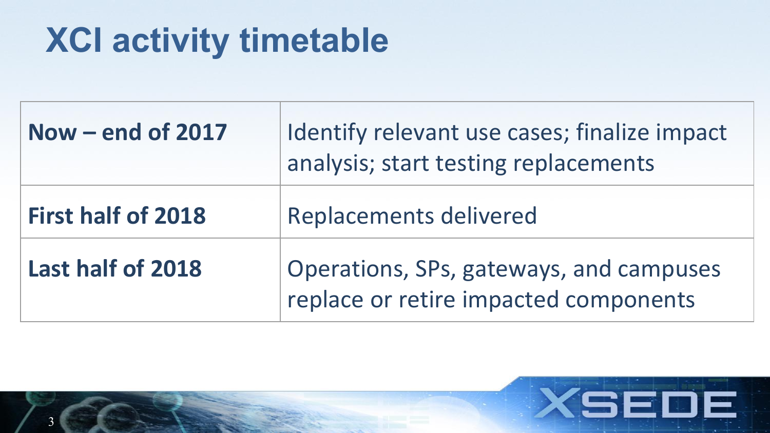# XCI activity timetable

| | |
|---|---|
| **Now – end of 2017** | Identify relevant use cases; finalize impact analysis; start testing replacements |
| **First half of 2018** | Replacements delivered |
| **Last half of 2018** | Operations, SPs, gateways, and campuses replace or retire impacted components |